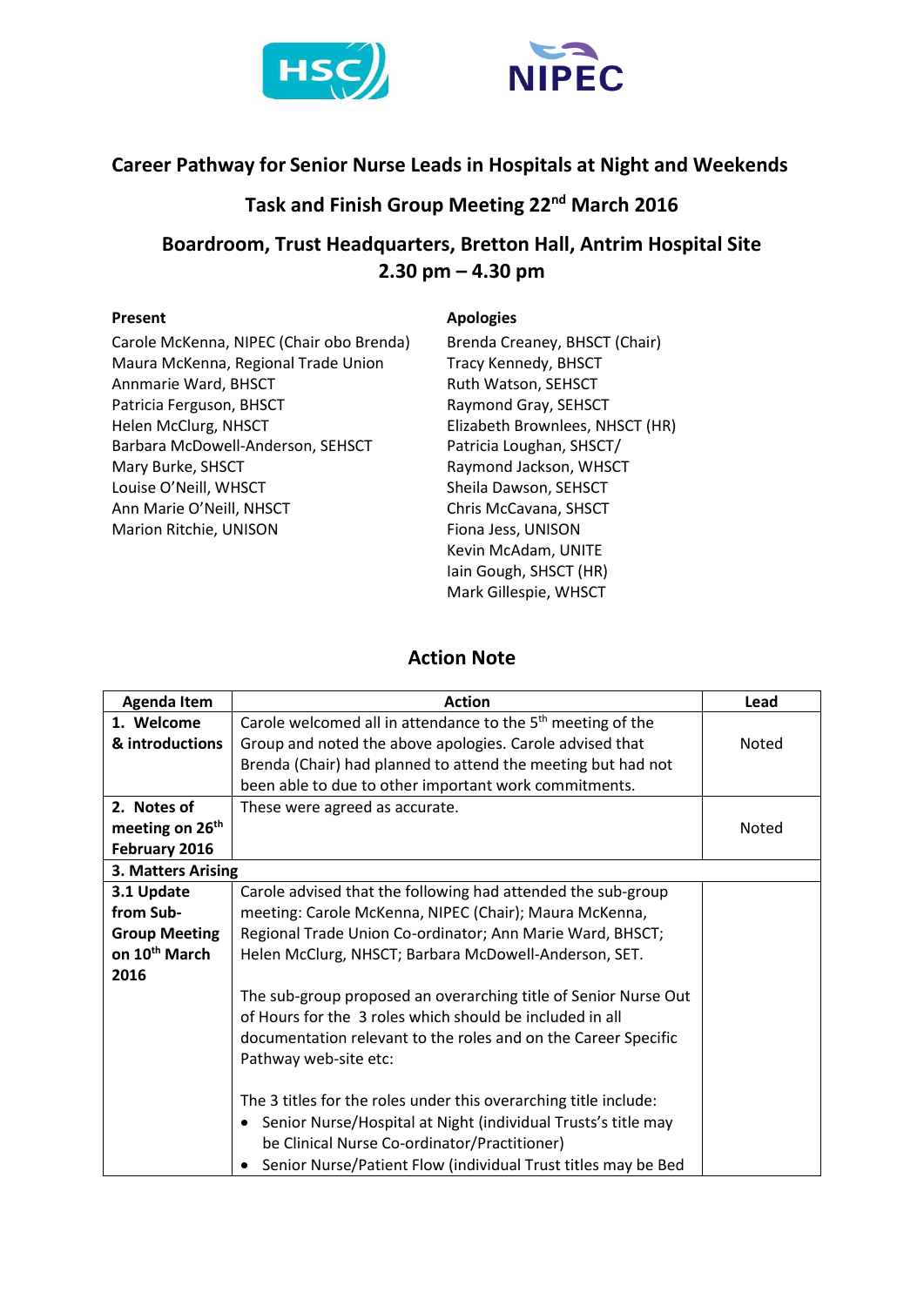# Career Pathway for Senior Nurse Leads in Hospitals at Night and Weekends

## Task and Finish Group Meeting 22nd March 2016

## Boardroom, Trust Headquarters, Bretton Hall, Antrim Hospital Site 2.30 pm – 4.30 pm

**Present**

Carole McKenna, NIPEC (Chair obo Brenda)
Maura McKenna, Regional Trade Union
Annmarie Ward, BHSCT
Patricia Ferguson, BHSCT
Helen McClurg, NHSCT
Barbara McDowell-Anderson, SEHSCT
Mary Burke, SHSCT
Louise O'Neill, WHSCT
Ann Marie O'Neill, NHSCT
Marion Ritchie, UNISON

**Apologies**

Brenda Creaney, BHSCT (Chair)
Tracy Kennedy, BHSCT
Ruth Watson, SEHSCT
Raymond Gray, SEHSCT
Elizabeth Brownlees, NHSCT (HR)
Patricia Loughan, SHSCT/
Raymond Jackson, WHSCT
Sheila Dawson, SEHSCT
Chris McCavana, SHSCT
Fiona Jess, UNISON
Kevin McAdam, UNITE
Iain Gough, SHSCT (HR)
Mark Gillespie, WHSCT

## Action Note

| Agenda Item | Action | Lead |
|---|---|---|
| **1. Welcome & introductions** | Carole welcomed all in attendance to the 5th meeting of the Group and noted the above apologies. Carole advised that Brenda (Chair) had planned to attend the meeting but had not been able to due to other important work commitments. | Noted |
| **2. Notes of meeting on 26th February 2016** | These were agreed as accurate. | Noted |
| **3. Matters Arising** | | |
| **3.1 Update from Sub-Group Meeting on 10th March 2016** | Carole advised that the following had attended the sub-group meeting: Carole McKenna, NIPEC (Chair); Maura McKenna, Regional Trade Union Co-ordinator; Ann Marie Ward, BHSCT; Helen McClurg, NHSCT; Barbara McDowell-Anderson, SET.<br><br>The sub-group proposed an overarching title of Senior Nurse Out of Hours for the 3 roles which should be included in all documentation relevant to the roles and on the Career Specific Pathway web-site etc:<br><br>The 3 titles for the roles under this overarching title include:<br>• Senior Nurse/Hospital at Night (individual Trust's title may be Clinical Nurse Co-ordinator/Practitioner)<br>• Senior Nurse/Patient Flow (individual Trust titles may be Bed | |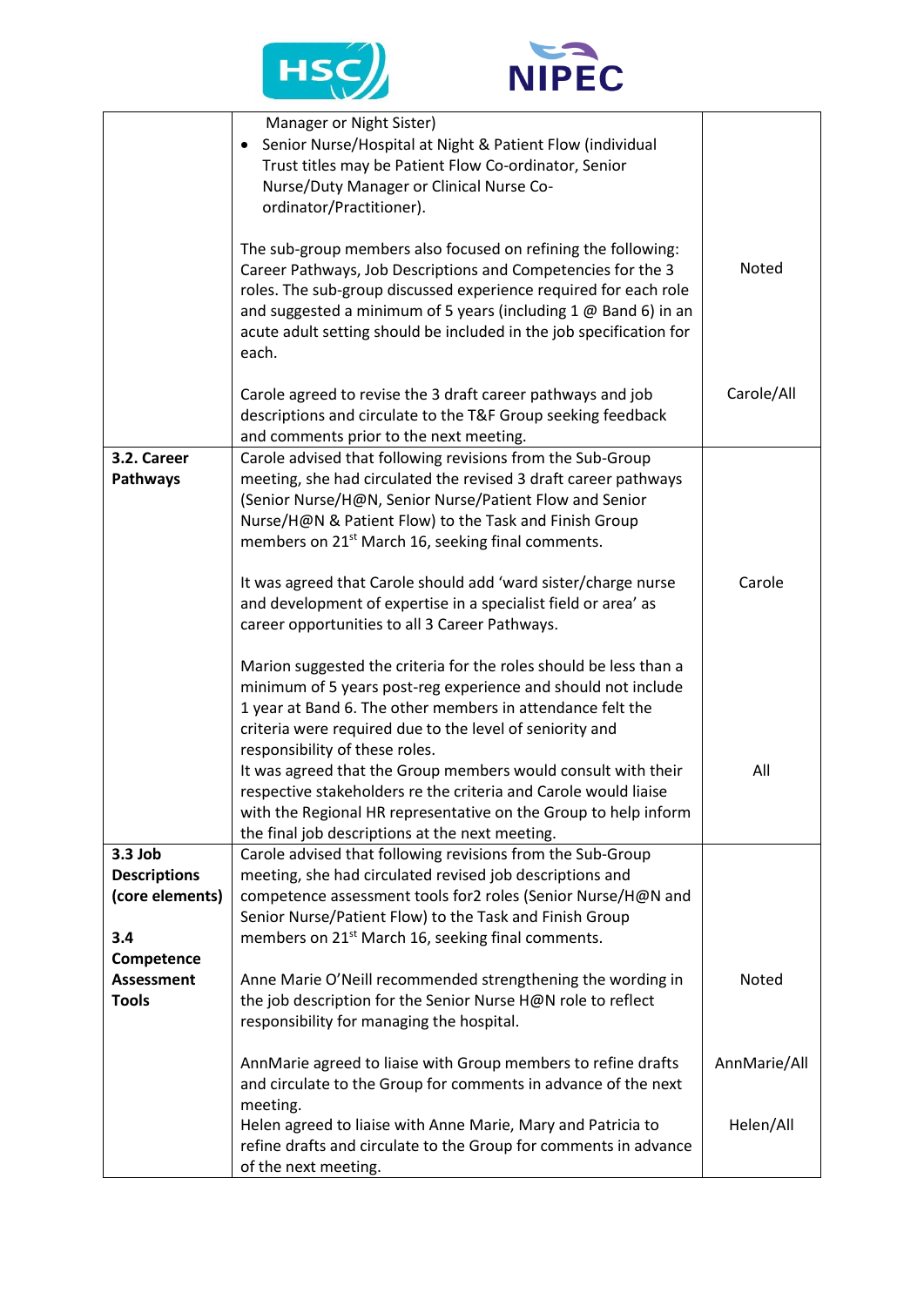| | | |
|---|---|---|
| | Manager or Night Sister)<br>• Senior Nurse/Hospital at Night & Patient Flow (individual Trust titles may be Patient Flow Co-ordinator, Senior Nurse/Duty Manager or Clinical Nurse Co-ordinator/Practitioner).<br><br>The sub-group members also focused on refining the following: Career Pathways, Job Descriptions and Competencies for the 3 roles. The sub-group discussed experience required for each role and suggested a minimum of 5 years (including 1 @ Band 6) in an acute adult setting should be included in the job specification for each.<br><br>Carole agreed to revise the 3 draft career pathways and job descriptions and circulate to the T&F Group seeking feedback and comments prior to the next meeting. | Noted<br><br><br><br><br><br>Carole/All |
| **3.2. Career Pathways** | Carole advised that following revisions from the Sub-Group meeting, she had circulated the revised 3 draft career pathways (Senior Nurse/H@N, Senior Nurse/Patient Flow and Senior Nurse/H@N & Patient Flow) to the Task and Finish Group members on 21st March 16, seeking final comments.<br><br>It was agreed that Carole should add 'ward sister/charge nurse and development of expertise in a specialist field or area' as career opportunities to all 3 Career Pathways.<br><br>Marion suggested the criteria for the roles should be less than a minimum of 5 years post-reg experience and should not include 1 year at Band 6. The other members in attendance felt the criteria were required due to the level of seniority and responsibility of these roles.<br>It was agreed that the Group members would consult with their respective stakeholders re the criteria and Carole would liaise with the Regional HR representative on the Group to help inform the final job descriptions at the next meeting. | <br><br><br><br><br>Carole<br><br><br><br><br><br><br>All |
| **3.3 Job Descriptions (core elements)**<br><br>**3.4 Competence Assessment Tools** | Carole advised that following revisions from the Sub-Group meeting, she had circulated revised job descriptions and competence assessment tools for2 roles (Senior Nurse/H@N and Senior Nurse/Patient Flow) to the Task and Finish Group members on 21st March 16, seeking final comments.<br><br>Anne Marie O'Neill recommended strengthening the wording in the job description for the Senior Nurse H@N role to reflect responsibility for managing the hospital.<br><br>AnnMarie agreed to liaise with Group members to refine drafts and circulate to the Group for comments in advance of the next meeting.<br>Helen agreed to liaise with Anne Marie, Mary and Patricia to refine drafts and circulate to the Group for comments in advance of the next meeting. | <br><br><br><br><br>Noted<br><br><br>AnnMarie/All<br><br><br>Helen/All |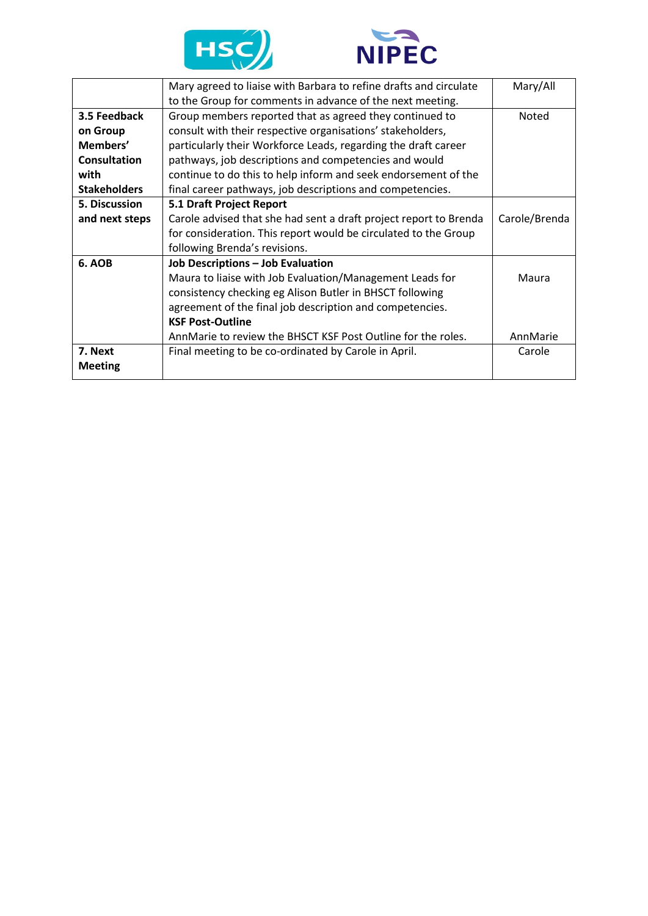| | | |
|---|---|---|
| | Mary agreed to liaise with Barbara to refine drafts and circulate to the Group for comments in advance of the next meeting. | Mary/All |
| **3.5 Feedback on Group Members' Consultation with Stakeholders** | Group members reported that as agreed they continued to consult with their respective organisations' stakeholders, particularly their Workforce Leads, regarding the draft career pathways, job descriptions and competencies and would continue to do this to help inform and seek endorsement of the final career pathways, job descriptions and competencies. | Noted |
| **5. Discussion and next steps** | **5.1 Draft Project Report**<br>Carole advised that she had sent a draft project report to Brenda for consideration. This report would be circulated to the Group following Brenda's revisions. | Carole/Brenda |
| **6. AOB** | **Job Descriptions – Job Evaluation**<br>Maura to liaise with Job Evaluation/Management Leads for consistency checking eg Alison Butler in BHSCT following agreement of the final job description and competencies.<br>**KSF Post-Outline**<br>AnnMarie to review the BHSCT KSF Post Outline for the roles. | Maura<br><br>AnnMarie |
| **7. Next Meeting** | Final meeting to be co-ordinated by Carole in April. | Carole |